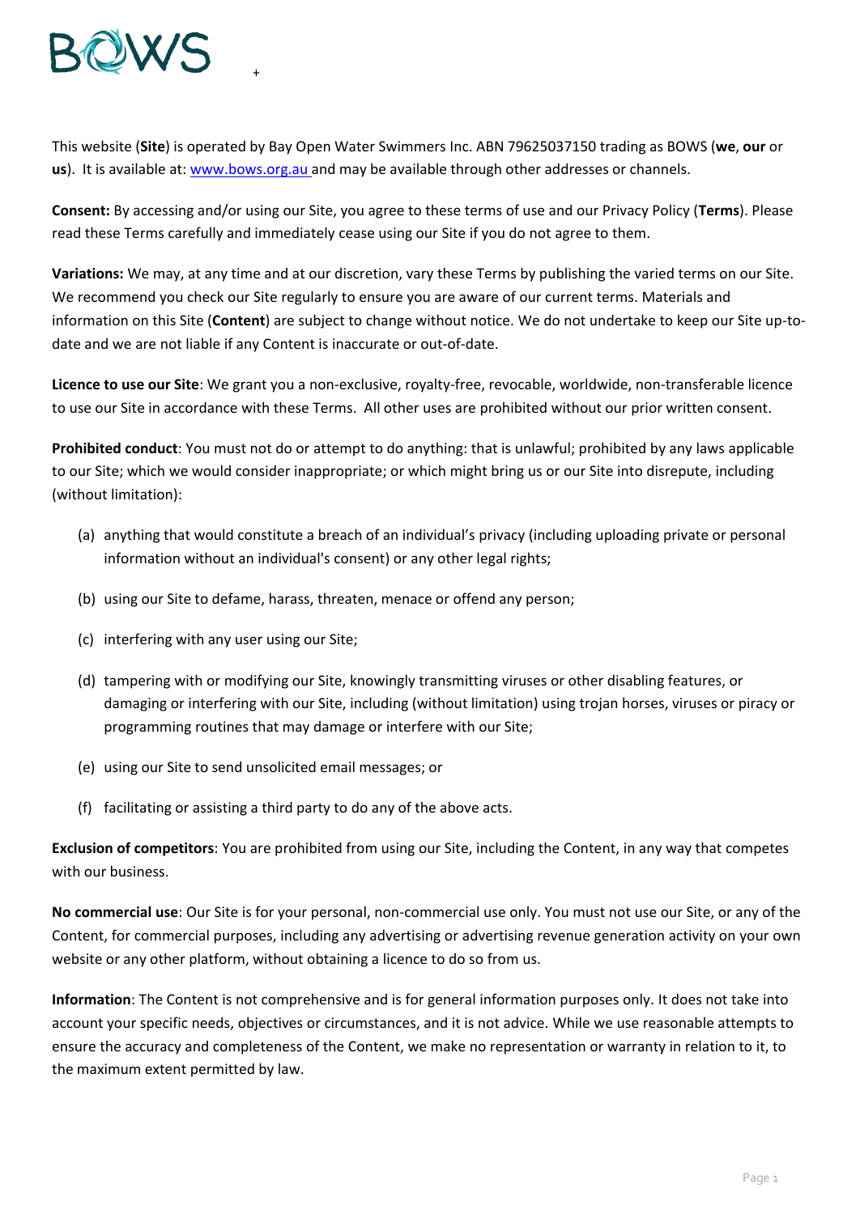This website (**Site**) is operated by Bay Open Water Swimmers Inc. ABN 79625037150 trading as BOWS (**we**, **our** or **us**). It is available at: [www.bows.org.au](http://www.bows.org.au) and may be available through other addresses or channels.

**Consent:** By accessing and/or using our Site, you agree to these terms of use and our Privacy Policy (**Terms**). Please read these Terms carefully and immediately cease using our Site if you do not agree to them.

**Variations:** We may, at any time and at our discretion, vary these Terms by publishing the varied terms on our Site. We recommend you check our Site regularly to ensure you are aware of our current terms. Materials and information on this Site (**Content**) are subject to change without notice. We do not undertake to keep our Site up-to-date and we are not liable if any Content is inaccurate or out-of-date.

**Licence to use our Site**: We grant you a non-exclusive, royalty-free, revocable, worldwide, non-transferable licence to use our Site in accordance with these Terms. All other uses are prohibited without our prior written consent.

**Prohibited conduct**: You must not do or attempt to do anything: that is unlawful; prohibited by any laws applicable to our Site; which we would consider inappropriate; or which might bring us or our Site into disrepute, including (without limitation):

(a) anything that would constitute a breach of an individual's privacy (including uploading private or personal information without an individual's consent) or any other legal rights;

(b) using our Site to defame, harass, threaten, menace or offend any person;

(c) interfering with any user using our Site;

(d) tampering with or modifying our Site, knowingly transmitting viruses or other disabling features, or damaging or interfering with our Site, including (without limitation) using trojan horses, viruses or piracy or programming routines that may damage or interfere with our Site;

(e) using our Site to send unsolicited email messages; or

(f) facilitating or assisting a third party to do any of the above acts.

**Exclusion of competitors**: You are prohibited from using our Site, including the Content, in any way that competes with our business.

**No commercial use**: Our Site is for your personal, non-commercial use only. You must not use our Site, or any of the Content, for commercial purposes, including any advertising or advertising revenue generation activity on your own website or any other platform, without obtaining a licence to do so from us.

**Information**: The Content is not comprehensive and is for general information purposes only. It does not take into account your specific needs, objectives or circumstances, and it is not advice. While we use reasonable attempts to ensure the accuracy and completeness of the Content, we make no representation or warranty in relation to it, to the maximum extent permitted by law.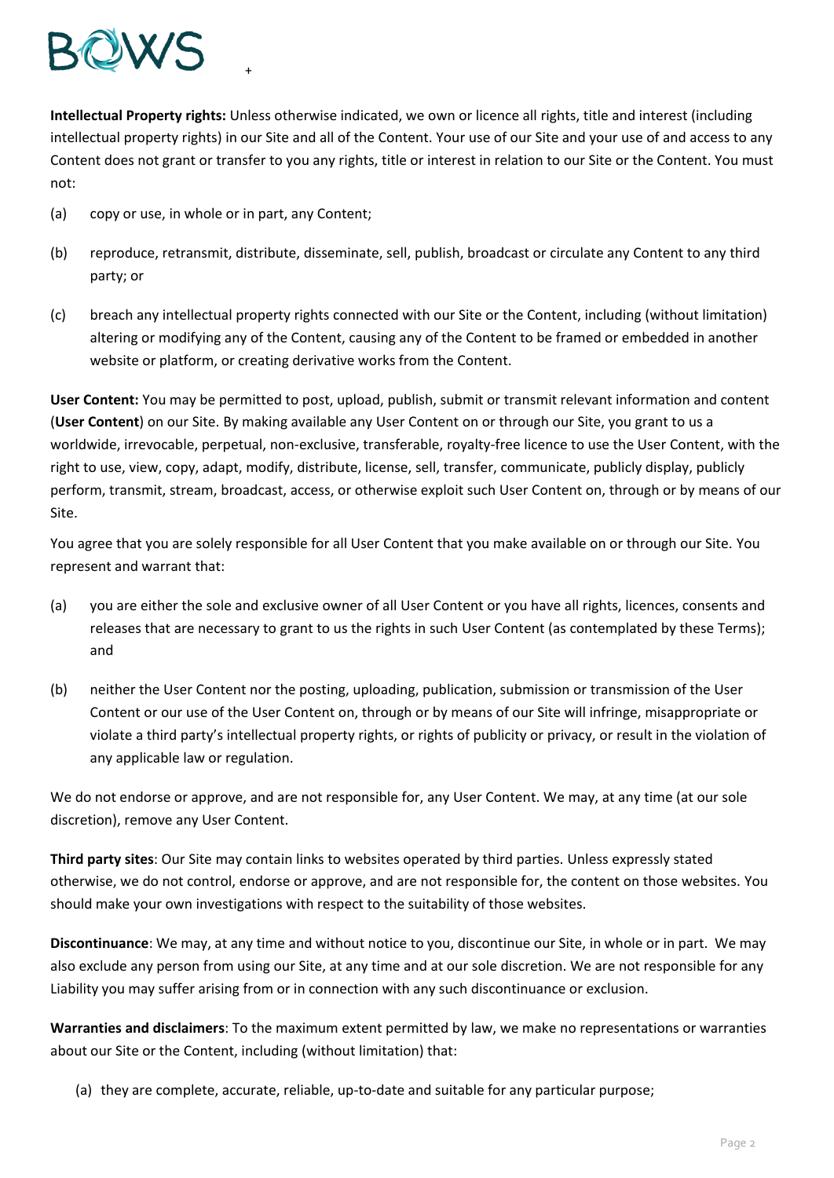**Intellectual Property rights:** Unless otherwise indicated, we own or licence all rights, title and interest (including intellectual property rights) in our Site and all of the Content. Your use of our Site and your use of and access to any Content does not grant or transfer to you any rights, title or interest in relation to our Site or the Content. You must not:

(a) copy or use, in whole or in part, any Content;

(b) reproduce, retransmit, distribute, disseminate, sell, publish, broadcast or circulate any Content to any third party; or

(c) breach any intellectual property rights connected with our Site or the Content, including (without limitation) altering or modifying any of the Content, causing any of the Content to be framed or embedded in another website or platform, or creating derivative works from the Content.

**User Content:** You may be permitted to post, upload, publish, submit or transmit relevant information and content (**User Content**) on our Site. By making available any User Content on or through our Site, you grant to us a worldwide, irrevocable, perpetual, non-exclusive, transferable, royalty-free licence to use the User Content, with the right to use, view, copy, adapt, modify, distribute, license, sell, transfer, communicate, publicly display, publicly perform, transmit, stream, broadcast, access, or otherwise exploit such User Content on, through or by means of our Site.

You agree that you are solely responsible for all User Content that you make available on or through our Site. You represent and warrant that:

(a) you are either the sole and exclusive owner of all User Content or you have all rights, licences, consents and releases that are necessary to grant to us the rights in such User Content (as contemplated by these Terms); and

(b) neither the User Content nor the posting, uploading, publication, submission or transmission of the User Content or our use of the User Content on, through or by means of our Site will infringe, misappropriate or violate a third party's intellectual property rights, or rights of publicity or privacy, or result in the violation of any applicable law or regulation.

We do not endorse or approve, and are not responsible for, any User Content. We may, at any time (at our sole discretion), remove any User Content.

**Third party sites**: Our Site may contain links to websites operated by third parties. Unless expressly stated otherwise, we do not control, endorse or approve, and are not responsible for, the content on those websites. You should make your own investigations with respect to the suitability of those websites.

**Discontinuance**: We may, at any time and without notice to you, discontinue our Site, in whole or in part. We may also exclude any person from using our Site, at any time and at our sole discretion. We are not responsible for any Liability you may suffer arising from or in connection with any such discontinuance or exclusion.

**Warranties and disclaimers**: To the maximum extent permitted by law, we make no representations or warranties about our Site or the Content, including (without limitation) that:

(a) they are complete, accurate, reliable, up-to-date and suitable for any particular purpose;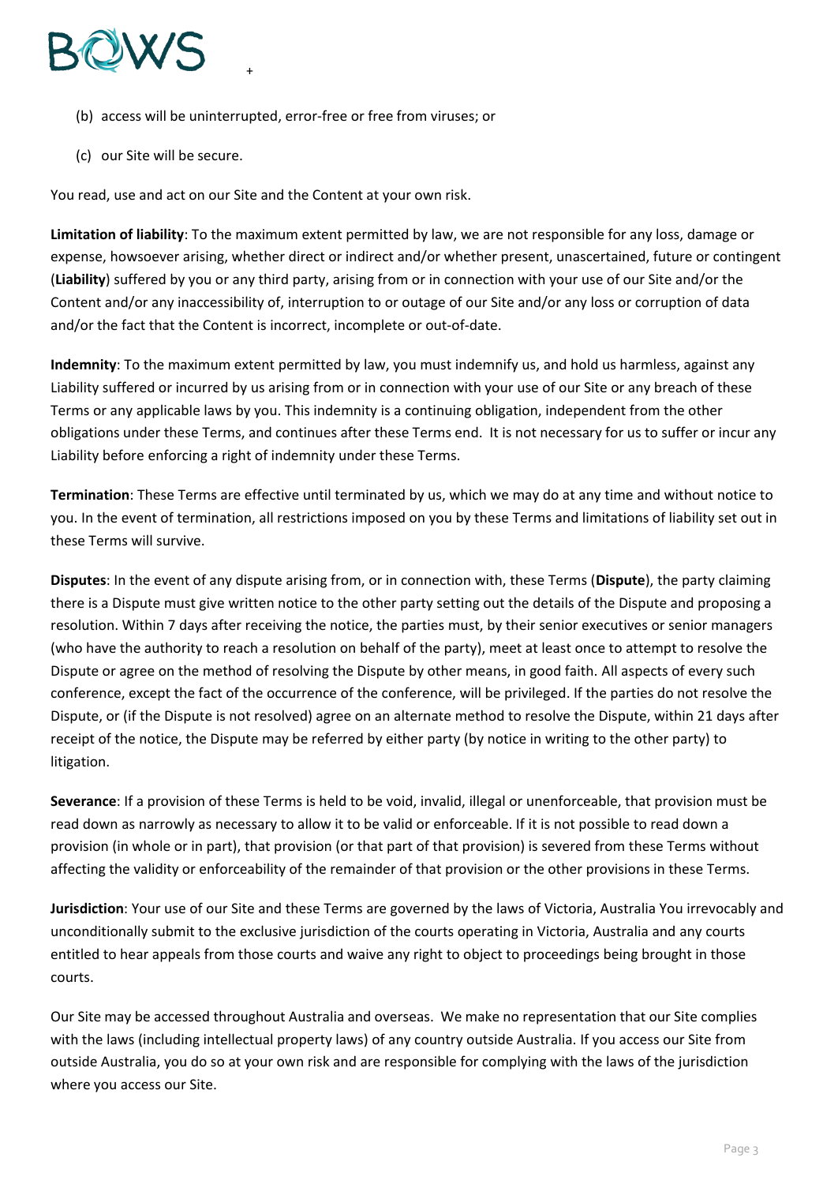(b) access will be uninterrupted, error-free or free from viruses; or

(c) our Site will be secure.

You read, use and act on our Site and the Content at your own risk.

**Limitation of liability**: To the maximum extent permitted by law, we are not responsible for any loss, damage or expense, howsoever arising, whether direct or indirect and/or whether present, unascertained, future or contingent (**Liability**) suffered by you or any third party, arising from or in connection with your use of our Site and/or the Content and/or any inaccessibility of, interruption to or outage of our Site and/or any loss or corruption of data and/or the fact that the Content is incorrect, incomplete or out-of-date.

**Indemnity**: To the maximum extent permitted by law, you must indemnify us, and hold us harmless, against any Liability suffered or incurred by us arising from or in connection with your use of our Site or any breach of these Terms or any applicable laws by you. This indemnity is a continuing obligation, independent from the other obligations under these Terms, and continues after these Terms end. It is not necessary for us to suffer or incur any Liability before enforcing a right of indemnity under these Terms.

**Termination**: These Terms are effective until terminated by us, which we may do at any time and without notice to you. In the event of termination, all restrictions imposed on you by these Terms and limitations of liability set out in these Terms will survive.

**Disputes**: In the event of any dispute arising from, or in connection with, these Terms (**Dispute**), the party claiming there is a Dispute must give written notice to the other party setting out the details of the Dispute and proposing a resolution. Within 7 days after receiving the notice, the parties must, by their senior executives or senior managers (who have the authority to reach a resolution on behalf of the party), meet at least once to attempt to resolve the Dispute or agree on the method of resolving the Dispute by other means, in good faith. All aspects of every such conference, except the fact of the occurrence of the conference, will be privileged. If the parties do not resolve the Dispute, or (if the Dispute is not resolved) agree on an alternate method to resolve the Dispute, within 21 days after receipt of the notice, the Dispute may be referred by either party (by notice in writing to the other party) to litigation.

**Severance**: If a provision of these Terms is held to be void, invalid, illegal or unenforceable, that provision must be read down as narrowly as necessary to allow it to be valid or enforceable. If it is not possible to read down a provision (in whole or in part), that provision (or that part of that provision) is severed from these Terms without affecting the validity or enforceability of the remainder of that provision or the other provisions in these Terms.

**Jurisdiction**: Your use of our Site and these Terms are governed by the laws of Victoria, Australia You irrevocably and unconditionally submit to the exclusive jurisdiction of the courts operating in Victoria, Australia and any courts entitled to hear appeals from those courts and waive any right to object to proceedings being brought in those courts.

Our Site may be accessed throughout Australia and overseas. We make no representation that our Site complies with the laws (including intellectual property laws) of any country outside Australia. If you access our Site from outside Australia, you do so at your own risk and are responsible for complying with the laws of the jurisdiction where you access our Site.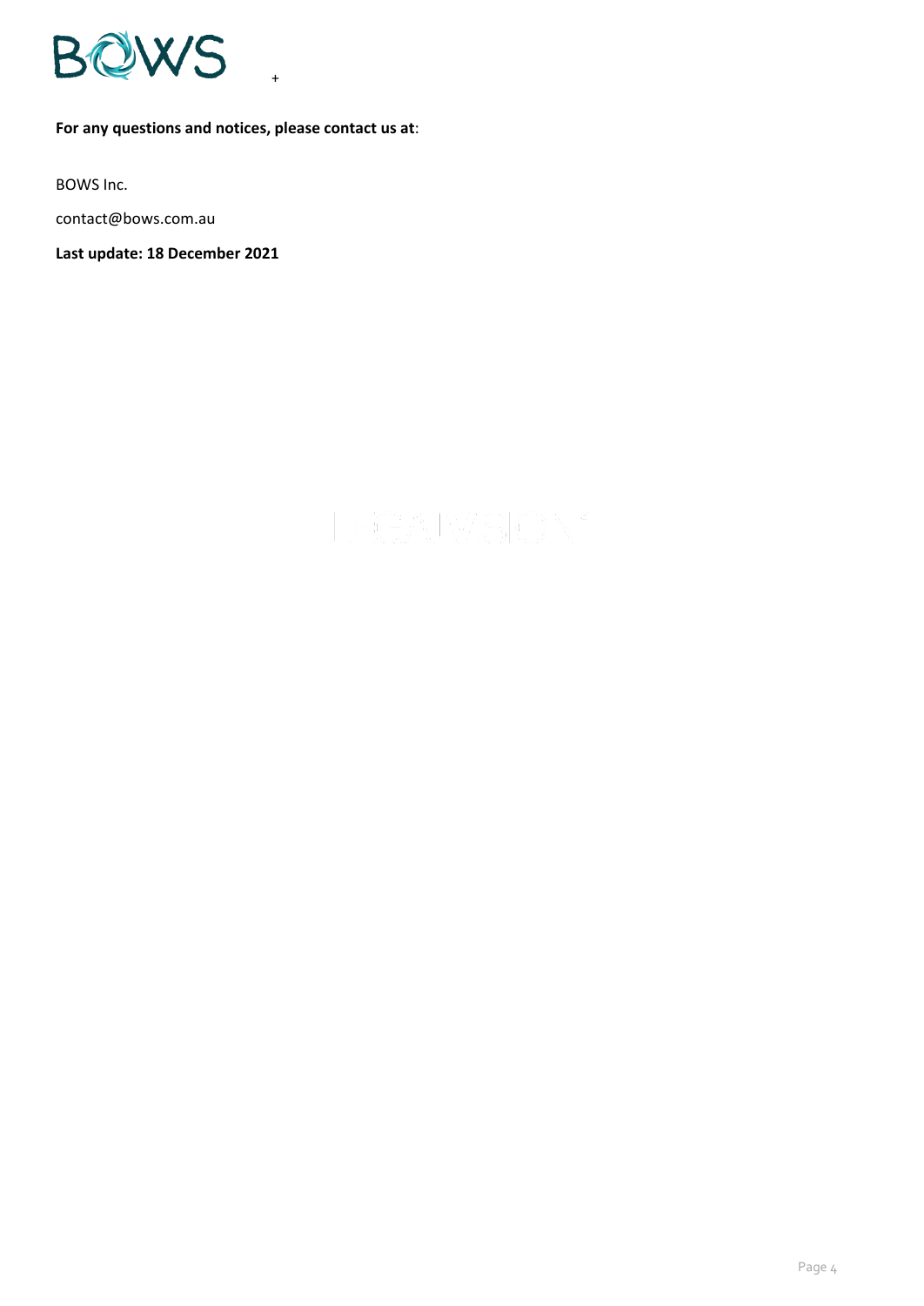**For any questions and notices, please contact us at**:

BOWS Inc.

contact@bows.com.au

**Last update: 18 December 2021**